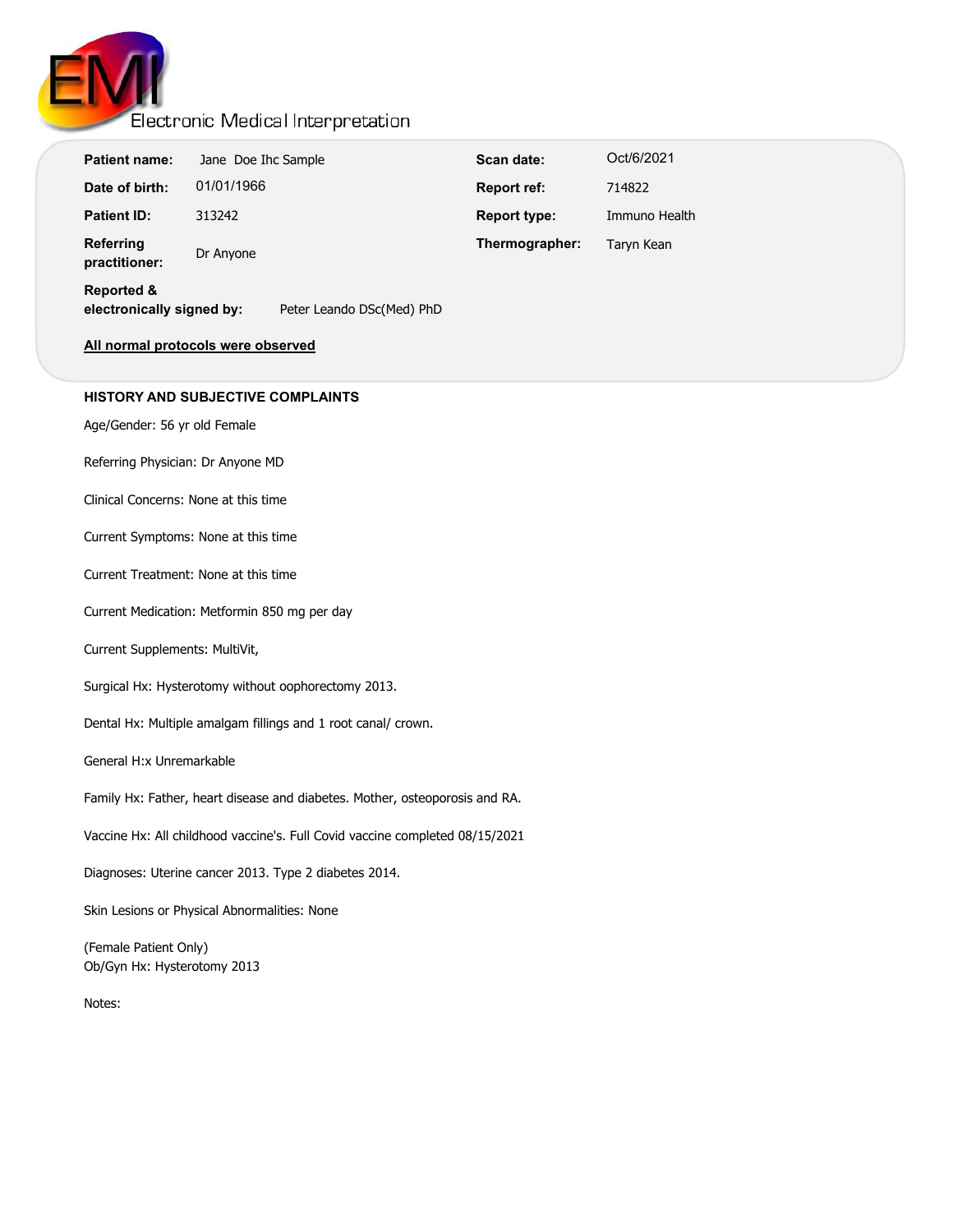EMI Electronic Medical Interpretation

| | | | |
|---|---|---|---|
| **Patient name:** | Jane Doe Ihc Sample | **Scan date:** | Oct/6/2021 |
| **Date of birth:** | 01/01/1966 | **Report ref:** | 714822 |
| **Patient ID:** | 313242 | **Report type:** | Immuno Health |
| **Referring practitioner:** | Dr Anyone | **Thermographer:** | Taryn Kean |
| **Reported & electronically signed by:** | Peter Leando DSc(Med) PhD | | |

**All normal protocols were observed**

### HISTORY AND SUBJECTIVE COMPLAINTS

Age/Gender: 56 yr old Female

Referring Physician: Dr Anyone MD

Clinical Concerns: None at this time

Current Symptoms: None at this time

Current Treatment: None at this time

Current Medication: Metformin 850 mg per day

Current Supplements: MultiVit,

Surgical Hx: Hysterotomy without oophorectomy 2013.

Dental Hx: Multiple amalgam fillings and 1 root canal/ crown.

General H:x Unremarkable

Family Hx: Father, heart disease and diabetes. Mother, osteoporosis and RA.

Vaccine Hx: All childhood vaccine's. Full Covid vaccine completed 08/15/2021

Diagnoses: Uterine cancer 2013. Type 2 diabetes 2014.

Skin Lesions or Physical Abnormalities: None

(Female Patient Only)
Ob/Gyn Hx: Hysterotomy 2013

Notes: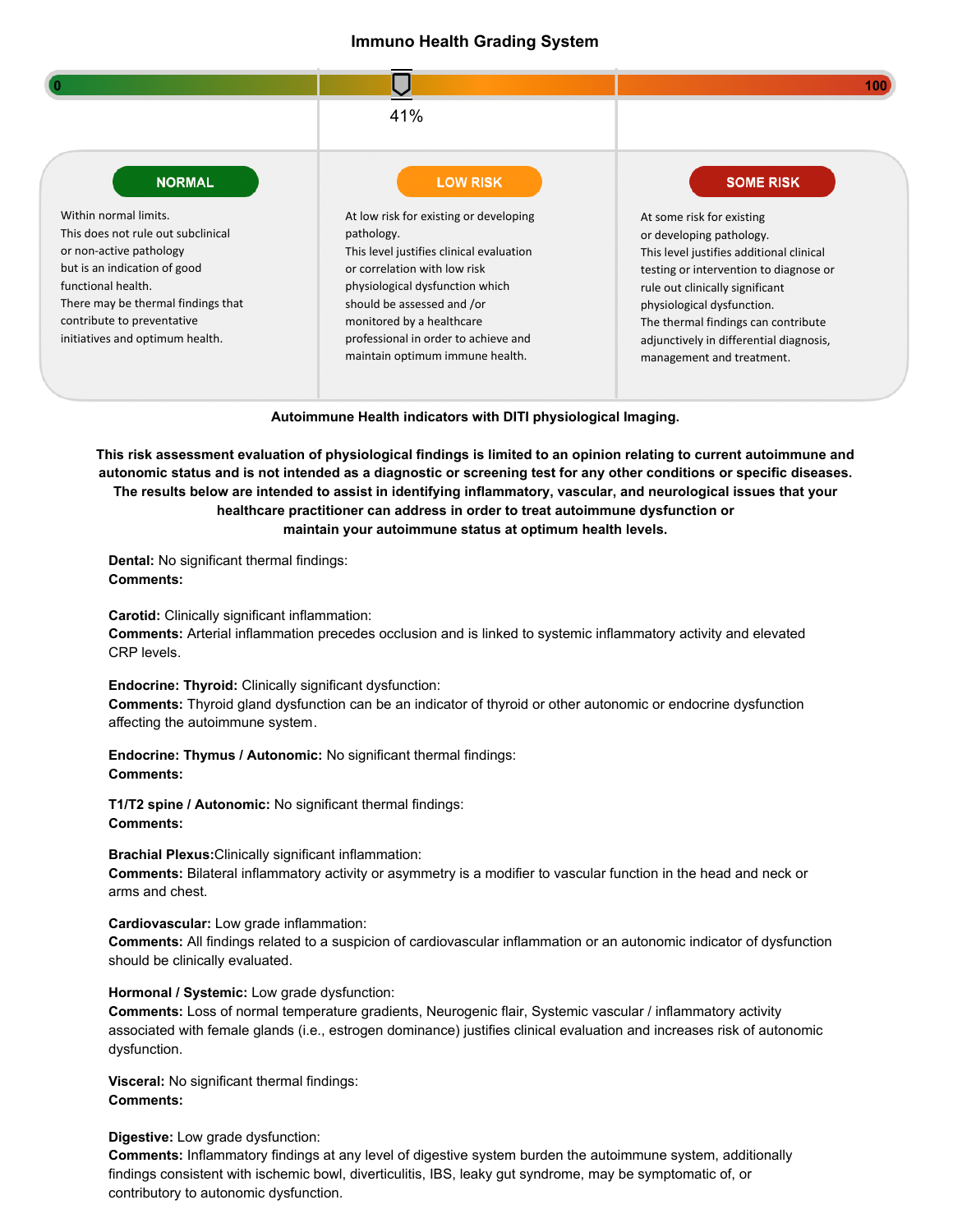# Immuno Health Grading System

0

41%

100

**NORMAL**

Within normal limits.
This does not rule out subclinical or non-active pathology but is an indication of good functional health.
There may be thermal findings that contribute to preventative initiatives and optimum health.

**LOW RISK**

At low risk for existing or developing pathology.
This level justifies clinical evaluation or correlation with low risk physiological dysfunction which should be assessed and /or monitored by a healthcare professional in order to achieve and maintain optimum immune health.

**SOME RISK**

At some risk for existing or developing pathology.
This level justifies additional clinical testing or intervention to diagnose or rule out clinically significant physiological dysfunction.
The thermal findings can contribute adjunctively in differential diagnosis, management and treatment.

**Autoimmune Health indicators with DITI physiological Imaging.**

**This risk assessment evaluation of physiological findings is limited to an opinion relating to current autoimmune and autonomic status and is not intended as a diagnostic or screening test for any other conditions or specific diseases. The results below are intended to assist in identifying inflammatory, vascular, and neurological issues that your healthcare practitioner can address in order to treat autoimmune dysfunction or maintain your autoimmune status at optimum health levels.**

**Dental:** No significant thermal findings:
**Comments:**

**Carotid:** Clinically significant inflammation:
**Comments:** Arterial inflammation precedes occlusion and is linked to systemic inflammatory activity and elevated CRP levels.

**Endocrine: Thyroid:** Clinically significant dysfunction:
**Comments:** Thyroid gland dysfunction can be an indicator of thyroid or other autonomic or endocrine dysfunction affecting the autoimmune system.

**Endocrine: Thymus / Autonomic:** No significant thermal findings:
**Comments:**

**T1/T2 spine / Autonomic:** No significant thermal findings:
**Comments:**

**Brachial Plexus:**Clinically significant inflammation:
**Comments:** Bilateral inflammatory activity or asymmetry is a modifier to vascular function in the head and neck or arms and chest.

**Cardiovascular:** Low grade inflammation:
**Comments:** All findings related to a suspicion of cardiovascular inflammation or an autonomic indicator of dysfunction should be clinically evaluated.

**Hormonal / Systemic:** Low grade dysfunction:
**Comments:** Loss of normal temperature gradients, Neurogenic flair, Systemic vascular / inflammatory activity associated with female glands (i.e., estrogen dominance) justifies clinical evaluation and increases risk of autonomic dysfunction.

**Visceral:** No significant thermal findings:
**Comments:**

**Digestive:** Low grade dysfunction:
**Comments:** Inflammatory findings at any level of digestive system burden the autoimmune system, additionally findings consistent with ischemic bowel, diverticulitis, IBS, leaky gut syndrome, may be symptomatic of, or contributory to autonomic dysfunction.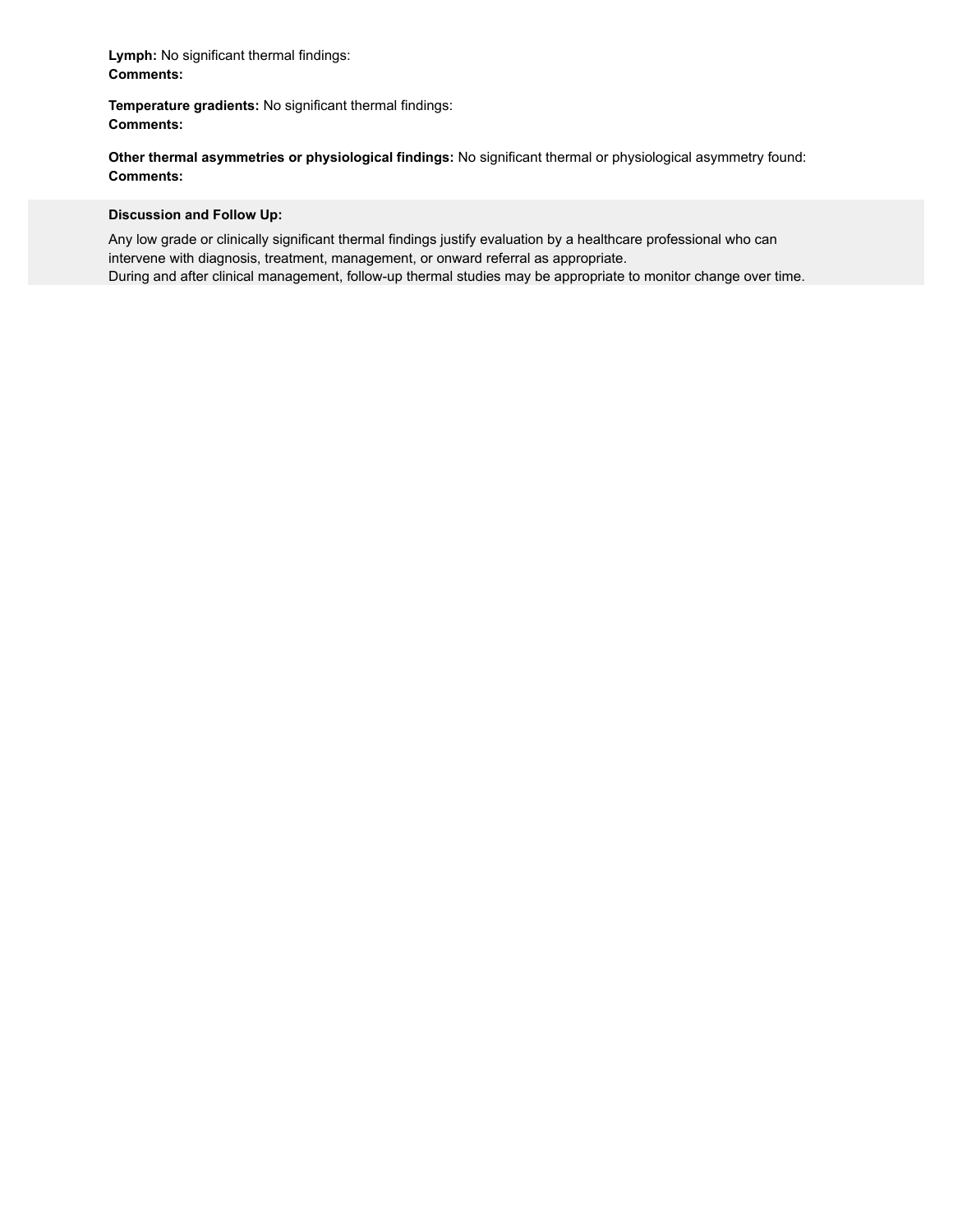**Lymph:** No significant thermal findings:
**Comments:**

**Temperature gradients:** No significant thermal findings:
**Comments:**

**Other thermal asymmetries or physiological findings:** No significant thermal or physiological asymmetry found:
**Comments:**

**Discussion and Follow Up:**

Any low grade or clinically significant thermal findings justify evaluation by a healthcare professional who can intervene with diagnosis, treatment, management, or onward referral as appropriate.
During and after clinical management, follow-up thermal studies may be appropriate to monitor change over time.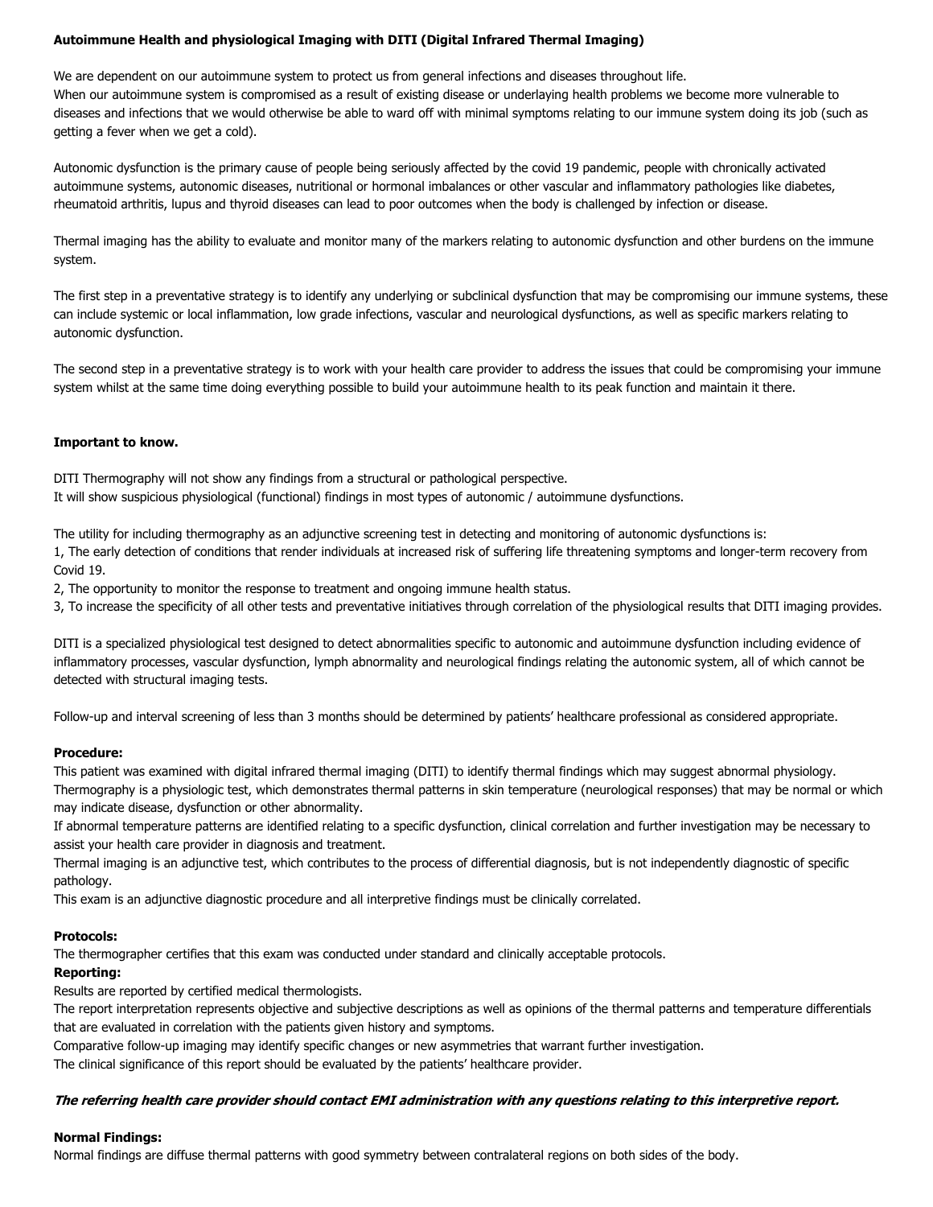**Autoimmune Health and physiological Imaging with DITI (Digital Infrared Thermal Imaging)**

We are dependent on our autoimmune system to protect us from general infections and diseases throughout life.
When our autoimmune system is compromised as a result of existing disease or underlaying health problems we become more vulnerable to diseases and infections that we would otherwise be able to ward off with minimal symptoms relating to our immune system doing its job (such as getting a fever when we get a cold).

Autonomic dysfunction is the primary cause of people being seriously affected by the covid 19 pandemic, people with chronically activated autoimmune systems, autonomic diseases, nutritional or hormonal imbalances or other vascular and inflammatory pathologies like diabetes, rheumatoid arthritis, lupus and thyroid diseases can lead to poor outcomes when the body is challenged by infection or disease.

Thermal imaging has the ability to evaluate and monitor many of the markers relating to autonomic dysfunction and other burdens on the immune system.

The first step in a preventative strategy is to identify any underlying or subclinical dysfunction that may be compromising our immune systems, these can include systemic or local inflammation, low grade infections, vascular and neurological dysfunctions, as well as specific markers relating to autonomic dysfunction.

The second step in a preventative strategy is to work with your health care provider to address the issues that could be compromising your immune system whilst at the same time doing everything possible to build your autoimmune health to its peak function and maintain it there.

**Important to know.**

DITI Thermography will not show any findings from a structural or pathological perspective.
It will show suspicious physiological (functional) findings in most types of autonomic / autoimmune dysfunctions.

The utility for including thermography as an adjunctive screening test in detecting and monitoring of autonomic dysfunctions is:
1, The early detection of conditions that render individuals at increased risk of suffering life threatening symptoms and longer-term recovery from Covid 19.
2, The opportunity to monitor the response to treatment and ongoing immune health status.
3, To increase the specificity of all other tests and preventative initiatives through correlation of the physiological results that DITI imaging provides.

DITI is a specialized physiological test designed to detect abnormalities specific to autonomic and autoimmune dysfunction including evidence of inflammatory processes, vascular dysfunction, lymph abnormality and neurological findings relating the autonomic system, all of which cannot be detected with structural imaging tests.

Follow-up and interval screening of less than 3 months should be determined by patients' healthcare professional as considered appropriate.

**Procedure:**
This patient was examined with digital infrared thermal imaging (DITI) to identify thermal findings which may suggest abnormal physiology.
Thermography is a physiologic test, which demonstrates thermal patterns in skin temperature (neurological responses) that may be normal or which may indicate disease, dysfunction or other abnormality.
If abnormal temperature patterns are identified relating to a specific dysfunction, clinical correlation and further investigation may be necessary to assist your health care provider in diagnosis and treatment.
Thermal imaging is an adjunctive test, which contributes to the process of differential diagnosis, but is not independently diagnostic of specific pathology.
This exam is an adjunctive diagnostic procedure and all interpretive findings must be clinically correlated.

**Protocols:**
The thermographer certifies that this exam was conducted under standard and clinically acceptable protocols.

**Reporting:**
Results are reported by certified medical thermologists.
The report interpretation represents objective and subjective descriptions as well as opinions of the thermal patterns and temperature differentials that are evaluated in correlation with the patients given history and symptoms.
Comparative follow-up imaging may identify specific changes or new asymmetries that warrant further investigation.
The clinical significance of this report should be evaluated by the patients' healthcare provider.

***The referring health care provider should contact EMI administration with any questions relating to this interpretive report.***

**Normal Findings:**
Normal findings are diffuse thermal patterns with good symmetry between contralateral regions on both sides of the body.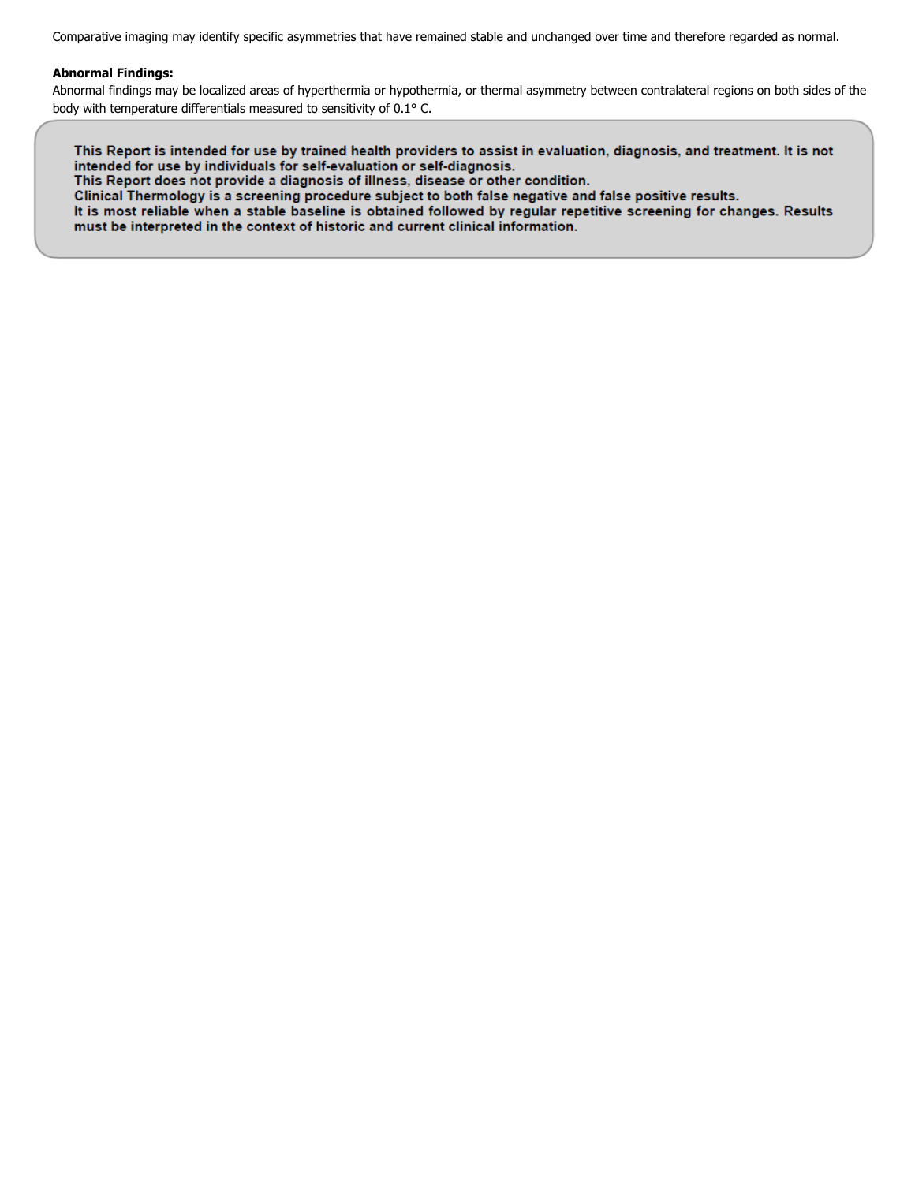Comparative imaging may identify specific asymmetries that have remained stable and unchanged over time and therefore regarded as normal.

**Abnormal Findings:**

Abnormal findings may be localized areas of hyperthermia or hypothermia, or thermal asymmetry between contralateral regions on both sides of the body with temperature differentials measured to sensitivity of 0.1° C.

**This Report is intended for use by trained health providers to assist in evaluation, diagnosis, and treatment. It is not intended for use by individuals for self-evaluation or self-diagnosis.**
**This Report does not provide a diagnosis of illness, disease or other condition.**
**Clinical Thermology is a screening procedure subject to both false negative and false positive results.**
**It is most reliable when a stable baseline is obtained followed by regular repetitive screening for changes. Results must be interpreted in the context of historic and current clinical information.**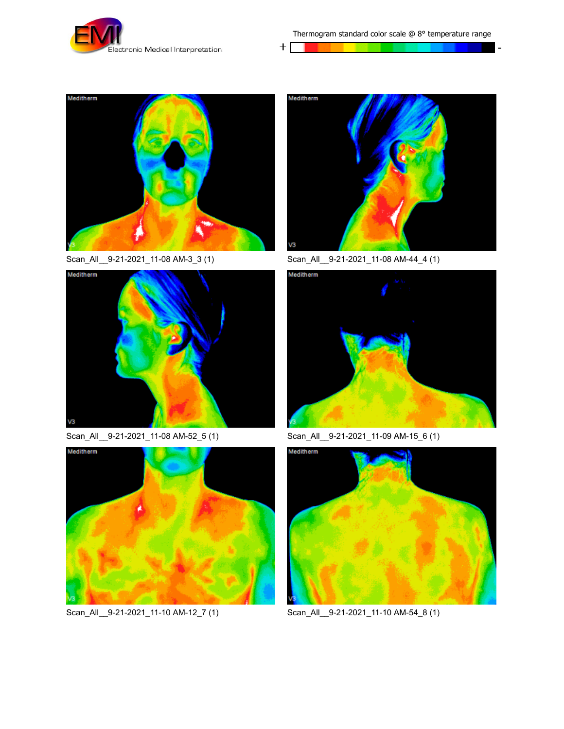Thermogram standard color scale @ 8° temperature range

+ -

Scan_All__9-21-2021_11-08 AM-3_3 (1)

Scan_All__9-21-2021_11-08 AM-44_4 (1)

Scan_All__9-21-2021_11-08 AM-52_5 (1)

Scan_All__9-21-2021_11-09 AM-15_6 (1)

Scan_All__9-21-2021_11-10 AM-12_7 (1)

Scan_All__9-21-2021_11-10 AM-54_8 (1)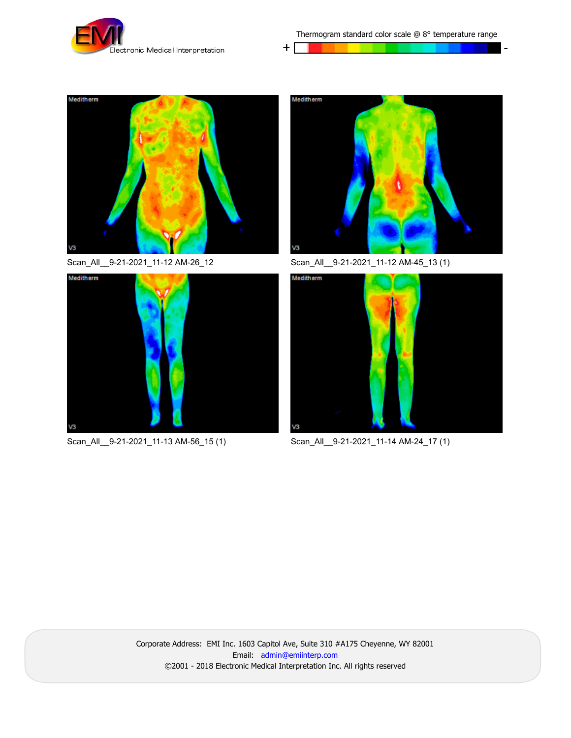Electronic Medical Interpretation

Thermogram standard color scale @ 8° temperature range

+ -

Scan_All__9-21-2021_11-12 AM-26_12

Scan_All__9-21-2021_11-12 AM-45_13 (1)

Scan_All__9-21-2021_11-13 AM-56_15 (1)

Scan_All__9-21-2021_11-14 AM-24_17 (1)

Corporate Address: EMI Inc. 1603 Capitol Ave, Suite 310 #A175 Cheyenne, WY 82001
Email: admin@emiinterp.com
©2001 - 2018 Electronic Medical Interpretation Inc. All rights reserved